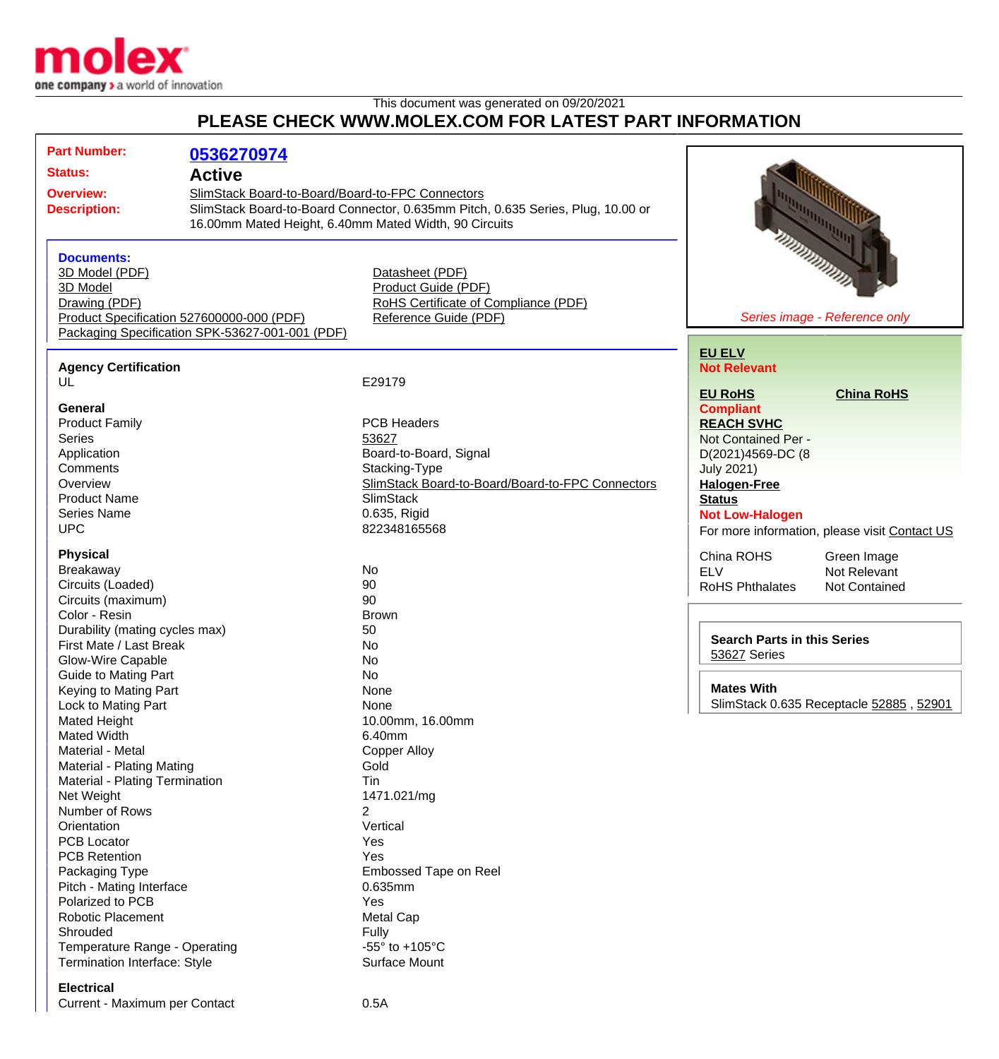This document was generated on 09/20/2021

## PLEASE CHECK WWW.MOLEX.COM FOR LATEST PART INFORMATION

| | |
|---|---|
| **Part Number:** | **0536270974** |
| **Status:** | **Active** |
| **Overview:** | SlimStack Board-to-Board/Board-to-FPC Connectors |
| **Description:** | SlimStack Board-to-Board Connector, 0.635mm Pitch, 0.635 Series, Plug, 10.00 or 16.00mm Mated Height, 6.40mm Mated Width, 90 Circuits |

### Documents:

- 3D Model (PDF)
- 3D Model
- Drawing (PDF)
- Product Specification 527600000-000 (PDF)
- Packaging Specification SPK-53627-001-001 (PDF)
- Datasheet (PDF)
- Product Guide (PDF)
- RoHS Certificate of Compliance (PDF)
- Reference Guide (PDF)

*Series image - Reference only*

**EU ELV**
**Not Relevant**

**EU RoHS** | **China RoHS**
**Compliant**

**REACH SVHC**
Not Contained Per - D(2021)4569-DC (8 July 2021)

**Halogen-Free Status**
**Not Low-Halogen**

For more information, please visit Contact US

| | |
|---|---|
| China ROHS | Green Image |
| ELV | Not Relevant |
| RoHS Phthalates | Not Contained |

**Search Parts in this Series**
53627 Series

**Mates With**
SlimStack 0.635 Receptacle 52885 , 52901

### Agency Certification

| | |
|---|---|
| UL | E29179 |

### General

| | |
|---|---|
| Product Family | PCB Headers |
| Series | 53627 |
| Application | Board-to-Board, Signal |
| Comments | Stacking-Type |
| Overview | SlimStack Board-to-Board/Board-to-FPC Connectors |
| Product Name | SlimStack |
| Series Name | 0.635, Rigid |
| UPC | 822348165568 |

### Physical

| | |
|---|---|
| Breakaway | No |
| Circuits (Loaded) | 90 |
| Circuits (maximum) | 90 |
| Color - Resin | Brown |
| Durability (mating cycles max) | 50 |
| First Mate / Last Break | No |
| Glow-Wire Capable | No |
| Guide to Mating Part | No |
| Keying to Mating Part | None |
| Lock to Mating Part | None |
| Mated Height | 10.00mm, 16.00mm |
| Mated Width | 6.40mm |
| Material - Metal | Copper Alloy |
| Material - Plating Mating | Gold |
| Material - Plating Termination | Tin |
| Net Weight | 1471.021/mg |
| Number of Rows | 2 |
| Orientation | Vertical |
| PCB Locator | Yes |
| PCB Retention | Yes |
| Packaging Type | Embossed Tape on Reel |
| Pitch - Mating Interface | 0.635mm |
| Polarized to PCB | Yes |
| Robotic Placement | Metal Cap |
| Shrouded | Fully |
| Temperature Range - Operating | -55° to +105°C |
| Termination Interface: Style | Surface Mount |

### Electrical

| | |
|---|---|
| Current - Maximum per Contact | 0.5A |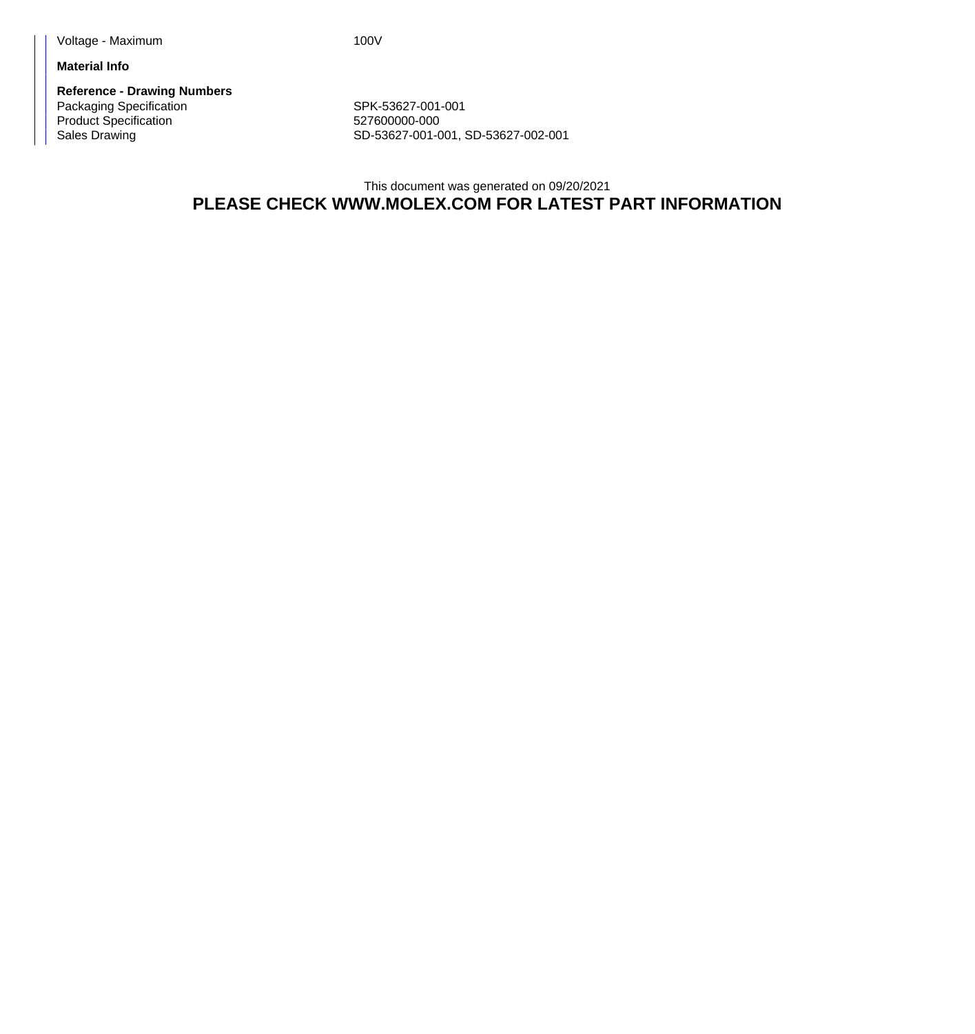| | |
|---|---|
| Voltage - Maximum | 100V |

**Material Info**

**Reference - Drawing Numbers**

| | |
|---|---|
| Packaging Specification | SPK-53627-001-001 |
| Product Specification | 527600000-000 |
| Sales Drawing | SD-53627-001-001, SD-53627-002-001 |

This document was generated on 09/20/2021

**PLEASE CHECK WWW.MOLEX.COM FOR LATEST PART INFORMATION**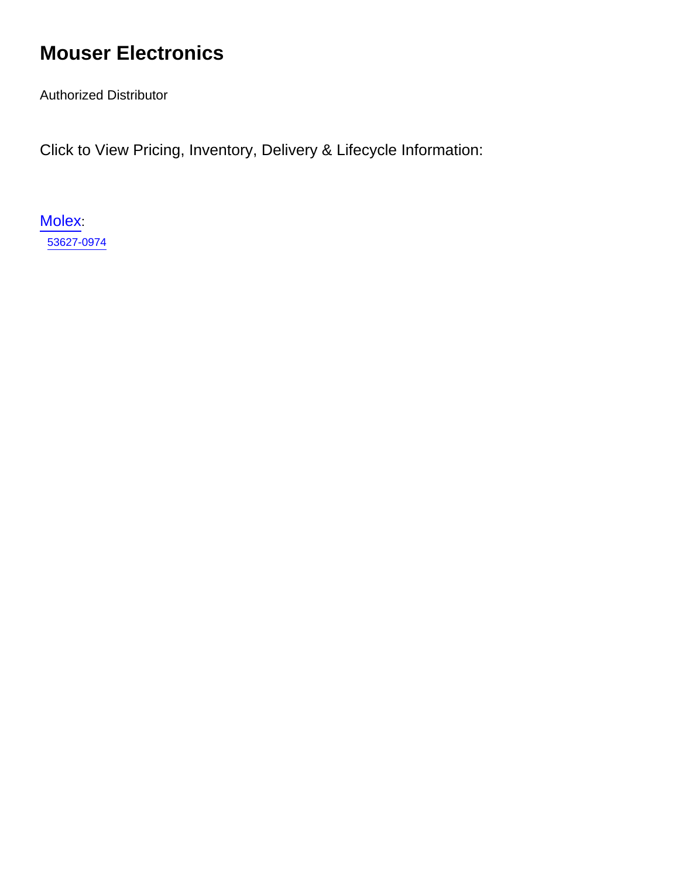# Mouser Electronics

Authorized Distributor

Click to View Pricing, Inventory, Delivery & Lifecycle Information:

Molex:

53627-0974